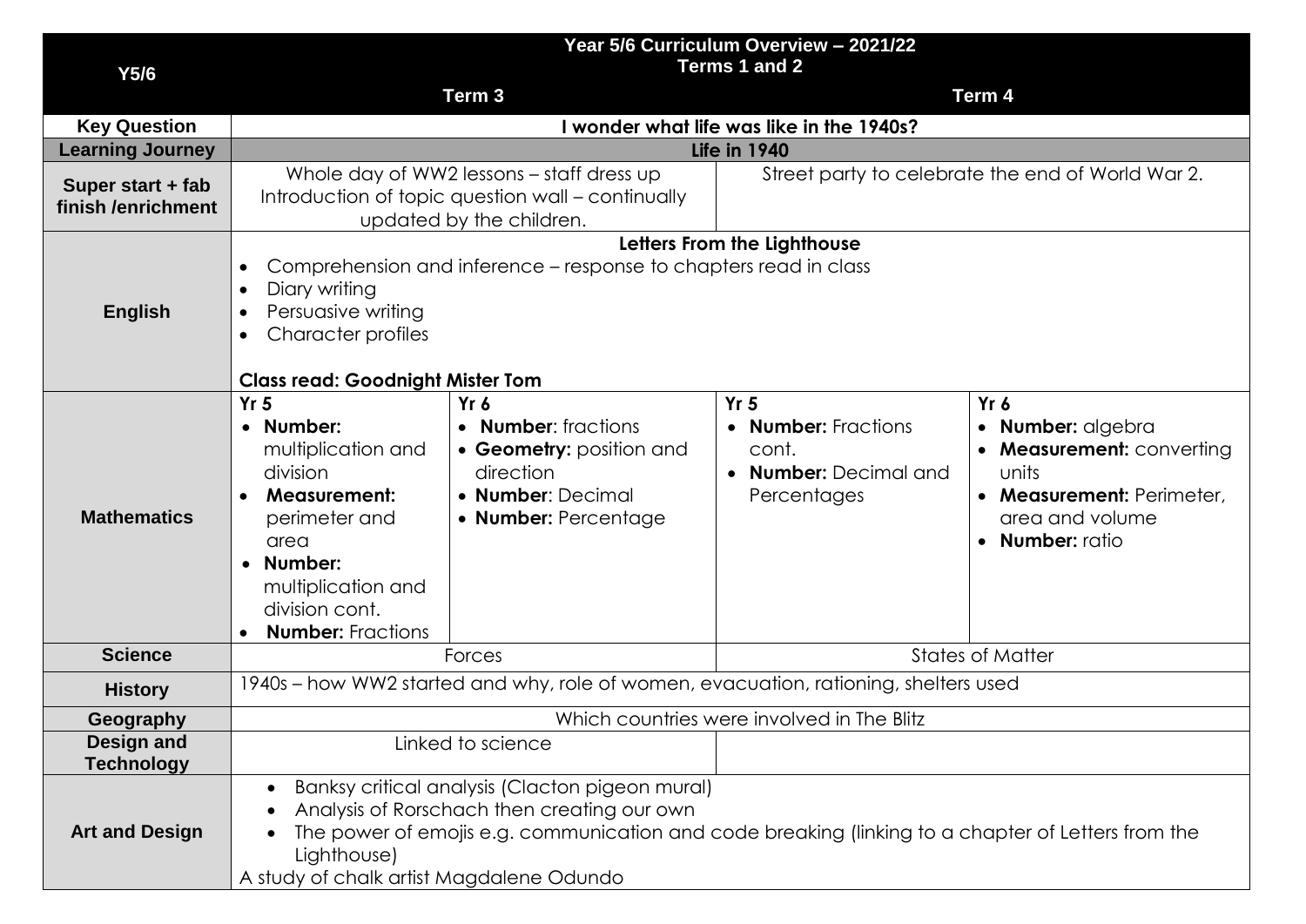| Y5/6 | Year 5/6 Curriculum Overview – 2021/22<br>Terms 1 and 2<br>Term 3 | | Term 4 | |
|---|---|---|---|---|
| **Key Question** | **I wonder what life was like in the 1940s?** | | | |
| **Learning Journey** | **Life in 1940** | | | |
| **Super start + fab finish /enrichment** | Whole day of WW2 lessons – staff dress up<br>Introduction of topic question wall – continually updated by the children. | | Street party to celebrate the end of World War 2. | |
| **English** | **Letters From the Lighthouse**<br>• Comprehension and inference – response to chapters read in class<br>• Diary writing<br>• Persuasive writing<br>• Character profiles<br><br>**Class read: Goodnight Mister Tom** | | | |
| **Mathematics** | **Yr 5**<br>• **Number:** multiplication and division<br>• **Measurement:** perimeter and area<br>• **Number:** multiplication and division cont.<br>• **Number:** Fractions | **Yr 6**<br>• **Number**: fractions<br>• **Geometry:** position and direction<br>• **Number**: Decimal<br>• **Number:** Percentage | **Yr 5**<br>• **Number:** Fractions cont.<br>• **Number:** Decimal and Percentages | **Yr 6**<br>• **Number:** algebra<br>• **Measurement:** converting units<br>• **Measurement:** Perimeter, area and volume<br>• **Number:** ratio |
| **Science** | Forces | | States of Matter | |
| **History** | 1940s – how WW2 started and why, role of women, evacuation, rationing, shelters used | | | |
| **Geography** | Which countries were involved in The Blitz | | | |
| **Design and Technology** | Linked to science | | | |
| **Art and Design** | • Banksy critical analysis (Clacton pigeon mural)<br>• Analysis of Rorschach then creating our own<br>• The power of emojis e.g. communication and code breaking (linking to a chapter of Letters from the Lighthouse)<br>A study of chalk artist Magdalene Odundo | | | |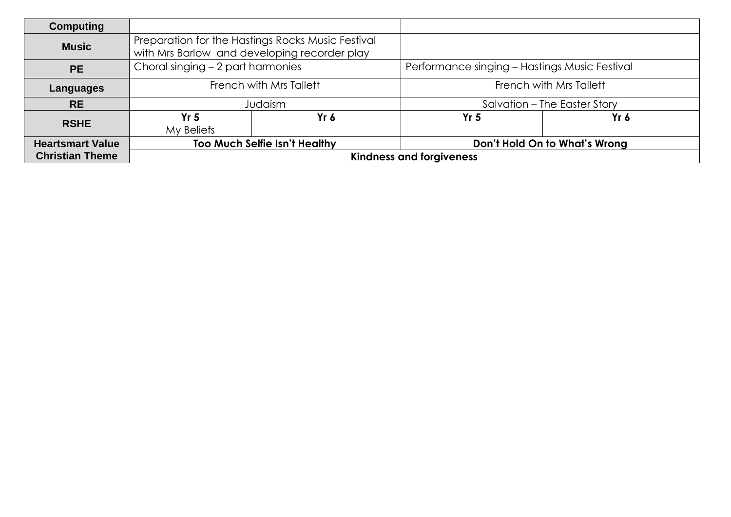| | | | | |
|---|---|---|---|---|
| **Computing** | | | | |
| **Music** | Preparation for the Hastings Rocks Music Festival with Mrs Barlow and developing recorder play | | | |
| **PE** | Choral singing – 2 part harmonies | | Performance singing – Hastings Music Festival | |
| **Languages** | French with Mrs Tallett | | French with Mrs Tallett | |
| **RE** | Judaism | | Salvation – The Easter Story | |
| **RSHE** | **Yr 5** My Beliefs | **Yr 6** | **Yr 5** | **Yr 6** |
| **Heartsmart Value** | **Too Much Selfie Isn't Healthy** | | **Don't Hold On to What's Wrong** | |
| **Christian Theme** | **Kindness and forgiveness** | | | |